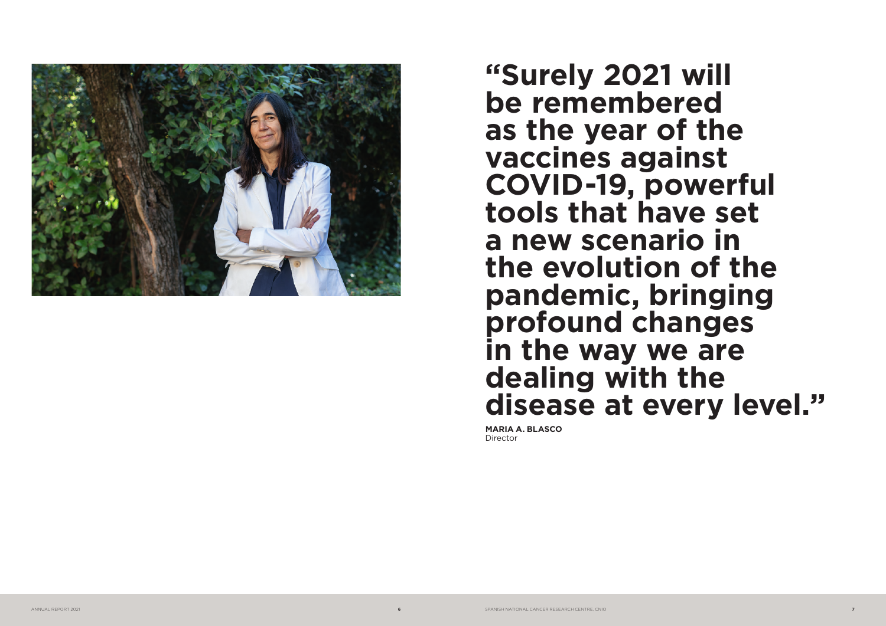# "Surely 2021 will be remembered as the year of the vaccines against COVID-19, powerful tools that have set a new scenario in the evolution of the pandemic, bringing profound changes in the way we are dealing with the disease at every level."

**MARIA A. BLASCO**
Director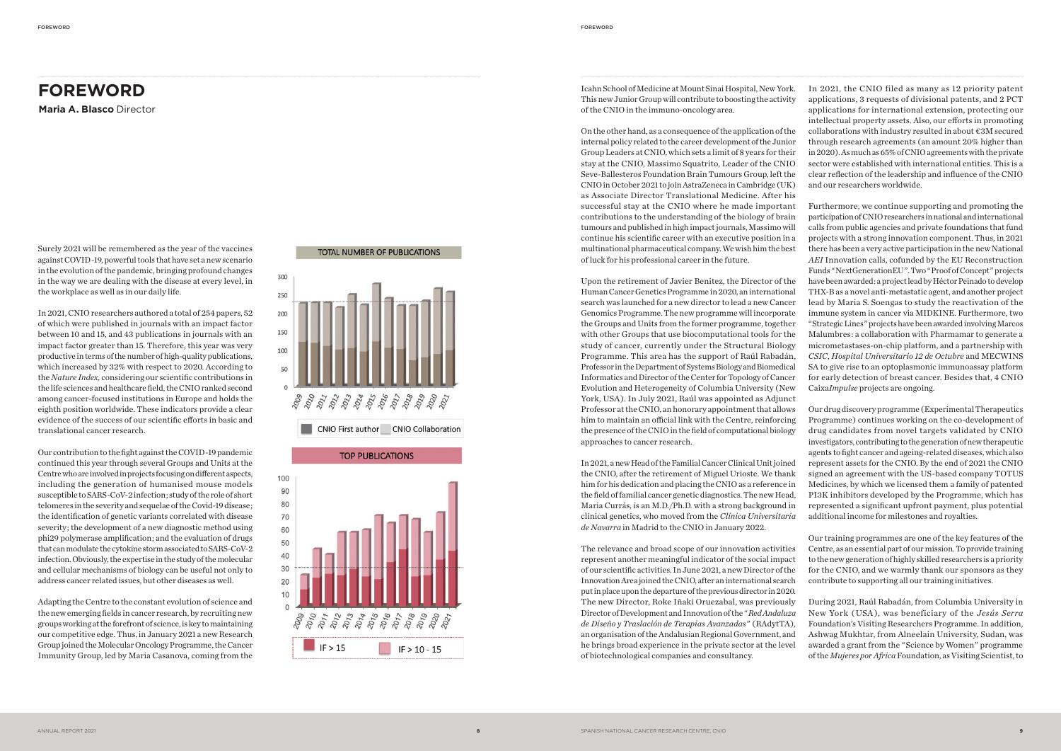# FOREWORD

**Maria A. Blasco** Director

Surely 2021 will be remembered as the year of the vaccines against COVID-19, powerful tools that have set a new scenario in the evolution of the pandemic, bringing profound changes in the way we are dealing with the disease at every level, in the workplace as well as in our daily life.

In 2021, CNIO researchers authored a total of 254 papers, 52 of which were published in journals with an impact factor between 10 and 15, and 43 publications in journals with an impact factor greater than 15. Therefore, this year was very productive in terms of the number of high-quality publications, which increased by 32% with respect to 2020. According to the *Nature Index*, considering our scientific contributions in the life sciences and healthcare field, the CNIO ranked second among cancer-focused institutions in Europe and holds the eighth position worldwide. These indicators provide a clear evidence of the success of our scientific efforts in basic and translational cancer research.

TOTAL NUMBER OF PUBLICATIONS

CNIO First author | CNIO Collaboration

TOP PUBLICATIONS

IF > 15 | IF > 10 - 15

Our contribution to the fight against the COVID-19 pandemic continued this year through several Groups and Units at the Centre who are involved in projects focusing on different aspects, including the generation of humanised mouse models susceptible to SARS-CoV-2 infection; study of the role of short telomeres in the severity and sequelae of the Covid-19 disease; the identification of genetic variants correlated with disease severity; the development of a new diagnostic method using phi29 polymerase amplification; and the evaluation of drugs that can modulate the cytokine storm associated to SARS-CoV-2 infection. Obviously, the expertise in the study of the molecular and cellular mechanisms of biology can be useful not only to address cancer related issues, but other diseases as well.

Adapting the Centre to the constant evolution of science and the new emerging fields in cancer research, by recruiting new groups working at the forefront of science, is key to maintaining our competitive edge. Thus, in January 2021 a new Research Group joined the Molecular Oncology Programme, the Cancer Immunity Group, led by Maria Casanova, coming from the Icahn School of Medicine at Mount Sinai Hospital, New York. This new Junior Group will contribute to boosting the activity of the CNIO in the immuno-oncology area.

On the other hand, as a consequence of the application of the internal policy related to the career development of the Junior Group Leaders at CNIO, which sets a limit of 8 years for their stay at the CNIO, Massimo Squatrito, Leader of the CNIO Seve-Ballesteros Foundation Brain Tumours Group, left the CNIO in October 2021 to join AstraZeneca in Cambridge (UK) as Associate Director Translational Medicine. After his successful stay at the CNIO where he made important contributions to the understanding of the biology of brain tumours and published in high impact journals, Massimo will continue his scientific career with an executive position in a multinational pharmaceutical company. We wish him the best of luck for his professional career in the future.

Upon the retirement of Javier Benitez, the Director of the Human Cancer Genetics Programme in 2020, an international search was launched for a new director to lead a new Cancer Genomics Programme. The new programme will incorporate the Groups and Units from the former programme, together with other Groups that use biocomputational tools for the study of cancer, currently under the Structural Biology Programme. This area has the support of Raúl Rabadán, Professor in the Department of Systems Biology and Biomedical Informatics and Director of the Center for Topology of Cancer Evolution and Heterogeneity of Columbia University (New York, USA). In July 2021, Raúl was appointed as Adjunct Professor at the CNIO, an honorary appointment that allows him to maintain an official link with the Centre, reinforcing the presence of the CNIO in the field of computational biology approaches to cancer research.

In 2021, a new Head of the Familial Cancer Clinical Unit joined the CNIO, after the retirement of Miguel Urioste. We thank him for his dedication and placing the CNIO as a reference in the field of familial cancer genetic diagnostics. The new Head, Maria Currás, is an M.D./Ph.D. with a strong background in clinical genetics, who moved from the *Clínica Universitaria de Navarra* in Madrid to the CNIO in January 2022.

The relevance and broad scope of our innovation activities represent another meaningful indicator of the social impact of our scientific activities. In June 2021, a new Director of the Innovation Area joined the CNIO, after an international search put in place upon the departure of the previous director in 2020. The new Director, Roke Iñaki Oruezabal, was previously Director of Development and Innovation of the "*Red Andaluza de Diseño y Traslación de Terapias Avanzadas*" (RAdytTA), an organisation of the Andalusian Regional Government, and he brings broad experience in the private sector at the level of biotechnological companies and consultancy.

In 2021, the CNIO filed as many as 12 priority patent applications, 3 requests of divisional patents, and 2 PCT applications for international extension, protecting our intellectual property assets. Also, our efforts in promoting collaborations with industry resulted in about €3M secured through research agreements (an amount 20% higher than in 2020). As much as 65% of CNIO agreements with the private sector were established with international entities. This is a clear reflection of the leadership and influence of the CNIO and our researchers worldwide.

Furthermore, we continue supporting and promoting the participation of CNIO researchers in national and international calls from public agencies and private foundations that fund projects with a strong innovation component. Thus, in 2021 there has been a very active participation in the new National *AEI* Innovation calls, cofunded by the EU Reconstruction Funds "NextGenerationEU". Two "Proof of Concept" projects have been awarded: a project lead by Héctor Peinado to develop THX-B as a novel anti-metastatic agent, and another project lead by Maria S. Soengas to study the reactivation of the immune system in cancer via MIDKINE. Furthermore, two "Strategic Lines" projects have been awarded involving Marcos Malumbres: a collaboration with Pharmamar to generate a micrometastases-on-chip platform, and a partnership with *CSIC*, *Hospital Universitario 12 de Octubre* and MECWINS SA to give rise to an optoplasmonic immunoassay platform for early detection of breast cancer. Besides that, 4 CNIO Caixa*Impulse* projects are ongoing.

Our drug discovery programme (Experimental Therapeutics Programme) continues working on the co-development of drug candidates from novel targets validated by CNIO investigators, contributing to the generation of new therapeutic agents to fight cancer and ageing-related diseases, which also represent assets for the CNIO. By the end of 2021 the CNIO signed an agreement with the US-based company TOTUS Medicines, by which we licensed them a family of patented PI3K inhibitors developed by the Programme, which has represented a significant upfront payment, plus potential additional income for milestones and royalties.

Our training programmes are one of the key features of the Centre, as an essential part of our mission. To provide training to the new generation of highly skilled researchers is a priority for the CNIO, and we warmly thank our sponsors as they contribute to supporting all our training initiatives.

During 2021, Raúl Rabadán, from Columbia University in New York (USA), was beneficiary of the *Jesús Serra* Foundation's Visiting Researchers Programme. In addition, Ashwag Mukhtar, from Alneelain University, Sudan, was awarded a grant from the "Science by Women" programme of the *Mujeres por Africa* Foundation, as Visiting Scientist, to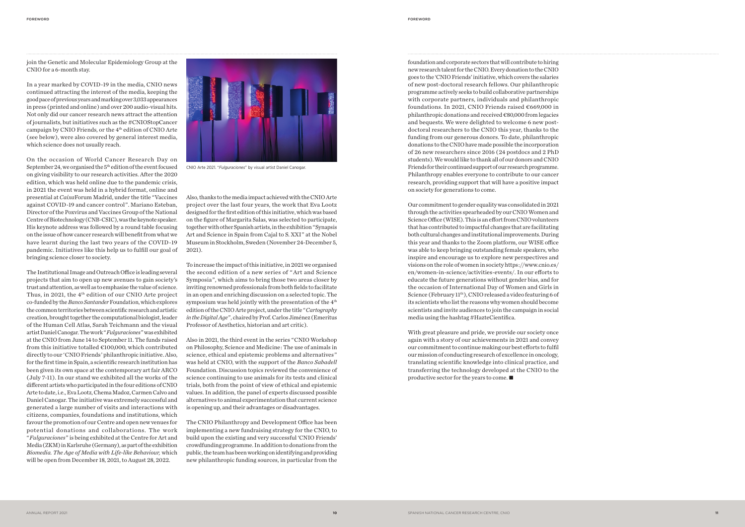join the Genetic and Molecular Epidemiology Group at the CNIO for a 6-month stay.

In a year marked by COVID-19 in the media, CNIO news continued attracting the interest of the media, keeping the good pace of previous years and marking over 3,033 appearances in press (printed and online) and over 200 audio-visual hits. Not only did our cancer research news attract the attention of journalists, but initiatives such as the #CNIOStopCancer campaign by CNIO Friends, or the 4th edition of CNIO Arte (see below), were also covered by general interest media, which science does not usually reach.

On the occasion of World Cancer Research Day on September 24, we organised the 5th edition of the event focused on giving visibility to our research activities. After the 2020 edition, which was held online due to the pandemic crisis, in 2021 the event was held in a hybrid format, online and presential at *Caixa*Forum Madrid, under the title "Vaccines against COVID-19 and cancer control". Mariano Esteban, Director of the Poxvirus and Vaccines Group of the National Centre of Biotechnology (CNB-CSIC), was the keynote speaker. His keynote address was followed by a round table focusing on the issue of how cancer research will benefit from what we have learnt during the last two years of the COVID-19 pandemic. Initiatives like this help us to fulfill our goal of bringing science closer to society.

The Institutional Image and Outreach Office is leading several projects that aim to open up new avenues to gain society's trust and attention, as well as to emphasise the value of science. Thus, in 2021, the 4th edition of our CNIO Arte project co-funded by the *Banco Santander* Foundation, which explores the common territories between scientific research and artistic creation, brought together the computational biologist, leader of the Human Cell Atlas, Sarah Teichmann and the visual artist Daniel Canogar. The work "*Fulguraciones*" was exhibited at the CNIO from June 14 to September 11. The funds raised from this initiative totalled €100,000, which contributed directly to our 'CNIO Friends' philanthropic initiative. Also, for the first time in Spain, a scientific research institution has been given its own space at the contemporary art fair ARCO (July 7-11). In our stand we exhibited all the works of the different artists who participated in the four editions of CNIO Arte to date, i.e., Eva Lootz, Chema Madoz, Carmen Calvo and Daniel Canogar. The initiative was extremely successful and generated a large number of visits and interactions with citizens, companies, foundations and institutions, which favour the promotion of our Centre and open new venues for potential donations and collaborations. The work "*Fulguraciones*" is being exhibited at the Centre for Art and Media (ZKM) in Karlsruhe (Germany), as part of the exhibition *Biomedia. The Age of Media with Life-like Behaviour,* which will be open from December 18, 2021, to August 28, 2022.

CNIO Arte 2021. "*Fulguraciones*" by visual artist Daniel Canogar.

Also, thanks to the media impact achieved with the CNIO Arte project over the last four years, the work that Eva Lootz designed for the first edition of this initiative, which was based on the figure of Margarita Salas, was selected to participate, together with other Spanish artists, in the exhibition "Synapsis Art and Science in Spain from Cajal to S. XXI" at the Nobel Museum in Stockholm, Sweden (November 24-December 5, 2021).

To increase the impact of this initiative, in 2021 we organised the second edition of a new series of "Art and Science Symposia", which aims to bring those two areas closer by inviting renowned professionals from both fields to facilitate in an open and enriching discussion on a selected topic. The symposium was held jointly with the presentation of the 4th edition of the CNIO Arte project, under the title "*Cartography in the Digital Age*", chaired by Prof. Carlos Jiménez (Emeritus Professor of Aesthetics, historian and art critic).

Also in 2021, the third event in the series "CNIO Workshop on Philosophy, Science and Medicine: The use of animals in science, ethical and epistemic problems and alternatives" was held at CNIO, with the support of the *Banco Sabadell* Foundation. Discussion topics reviewed the convenience of science continuing to use animals for its tests and clinical trials, both from the point of view of ethical and epistemic values. In addition, the panel of experts discussed possible alternatives to animal experimentation that current science is opening up, and their advantages or disadvantages.

The CNIO Philanthropy and Development Office has been implementing a new fundraising strategy for the CNIO, to build upon the existing and very successful 'CNIO Friends' crowdfunding programme. In addition to donations from the public, the team has been working on identifying and providing new philanthropic funding sources, in particular from the foundation and corporate sectors that will contribute to hiring new research talent for the CNIO. Every donation to the CNIO goes to the 'CNIO Friends' initiative, which covers the salaries of new post-doctoral research fellows. Our philanthropic programme actively seeks to build collaborative partnerships with corporate partners, individuals and philanthropic foundations. In 2021, CNIO Friends raised €669,000 in philanthropic donations and received €80,000 from legacies and bequests. We were delighted to welcome 6 new post-doctoral researchers to the CNIO this year, thanks to the funding from our generous donors. To date, philanthropic donations to the CNIO have made possible the incorporation of 26 new researchers since 2016 (24 postdocs and 2 PhD students). We would like to thank all of our donors and CNIO Friends for their continued support of our research programme. Philanthropy enables everyone to contribute to our cancer research, providing support that will have a positive impact on society for generations to come.

Our commitment to gender equality was consolidated in 2021 through the activities spearheaded by our CNIO Women and Science Office (WISE). This is an effort from CNIO volunteers that has contributed to impactful changes that are facilitating both cultural changes and institutional improvements. During this year and thanks to the Zoom platform, our WISE office was able to keep bringing outstanding female speakers, who inspire and encourage us to explore new perspectives and visions on the role of women in society https://www.cnio.es/en/women-in-science/activities-events/. In our efforts to educate the future generations without gender bias, and for the occasion of International Day of Women and Girls in Science (February 11th), CNIO released a video featuring 6 of its scientists who list the reasons why women should become scientists and invite audiences to join the campaign in social media using the hashtag #HazteCientífica.

With great pleasure and pride, we provide our society once again with a story of our achievements in 2021 and convey our commitment to continue making our best efforts to fulfil our mission of conducting research of excellence in oncology, translating scientific knowledge into clinical practice, and transferring the technology developed at the CNIO to the productive sector for the years to come. ■